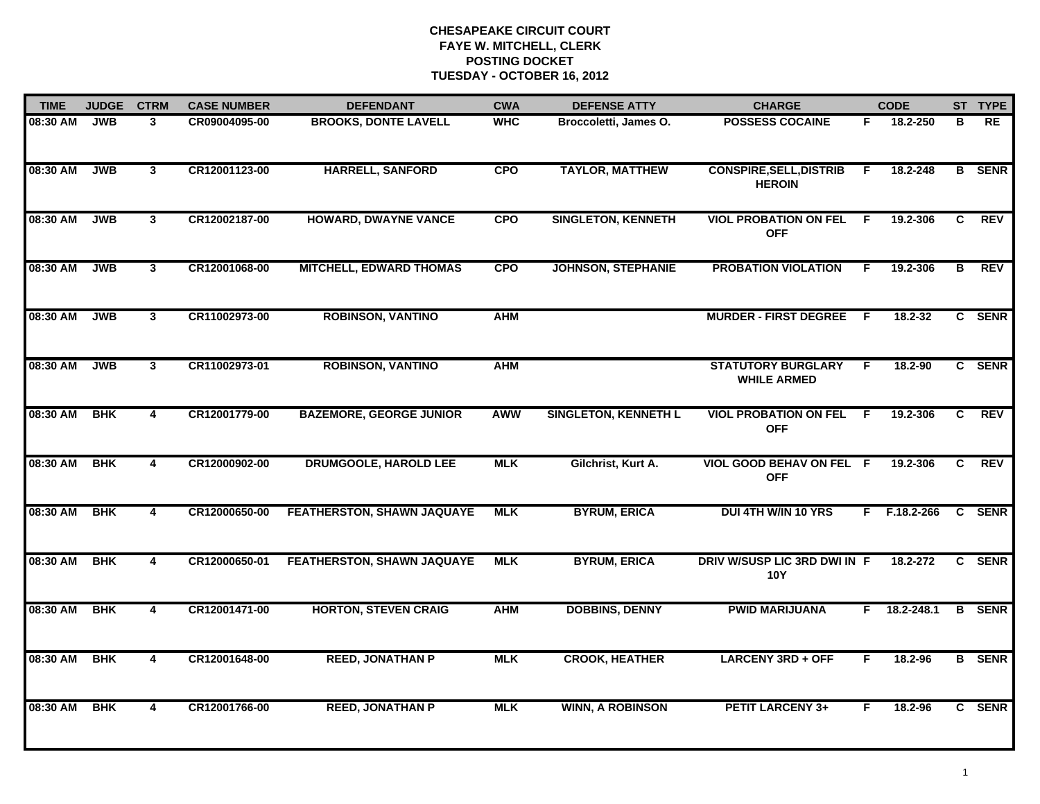**CHESAPEAKE CIRCUIT COURT**
**FAYE W. MITCHELL, CLERK**
**POSTING DOCKET**
**TUESDAY - OCTOBER 16, 2012**

| TIME | JUDGE | CTRM | CASE NUMBER | DEFENDANT | CWA | DEFENSE ATTY | CHARGE | | CODE | ST | TYPE |
|---|---|---|---|---|---|---|---|---|---|---|---|
| 08:30 AM | JWB | 3 | CR09004095-00 | BROOKS, DONTE LAVELL | WHC | Broccoletti, James O. | POSSESS COCAINE | F | 18.2-250 | B | RE |
| 08:30 AM | JWB | 3 | CR12001123-00 | HARRELL, SANFORD | CPO | TAYLOR, MATTHEW | CONSPIRE,SELL,DISTRIB HEROIN | F | 18.2-248 | B | SENR |
| 08:30 AM | JWB | 3 | CR12002187-00 | HOWARD, DWAYNE VANCE | CPO | SINGLETON, KENNETH | VIOL PROBATION ON FEL OFF | F | 19.2-306 | C | REV |
| 08:30 AM | JWB | 3 | CR12001068-00 | MITCHELL, EDWARD THOMAS | CPO | JOHNSON, STEPHANIE | PROBATION VIOLATION | F | 19.2-306 | B | REV |
| 08:30 AM | JWB | 3 | CR11002973-00 | ROBINSON, VANTINO | AHM | | MURDER - FIRST DEGREE | F | 18.2-32 | C | SENR |
| 08:30 AM | JWB | 3 | CR11002973-01 | ROBINSON, VANTINO | AHM | | STATUTORY BURGLARY WHILE ARMED | F | 18.2-90 | C | SENR |
| 08:30 AM | BHK | 4 | CR12001779-00 | BAZEMORE, GEORGE JUNIOR | AWW | SINGLETON, KENNETH L | VIOL PROBATION ON FEL OFF | F | 19.2-306 | C | REV |
| 08:30 AM | BHK | 4 | CR12000902-00 | DRUMGOOLE, HAROLD LEE | MLK | Gilchrist, Kurt A. | VIOL GOOD BEHAV ON FEL OFF | F | 19.2-306 | C | REV |
| 08:30 AM | BHK | 4 | CR12000650-00 | FEATHERSTON, SHAWN JAQUAYE | MLK | BYRUM, ERICA | DUI 4TH W/IN 10 YRS | F | F.18.2-266 | C | SENR |
| 08:30 AM | BHK | 4 | CR12000650-01 | FEATHERSTON, SHAWN JAQUAYE | MLK | BYRUM, ERICA | DRIV W/SUSP LIC 3RD DWI IN 10Y | F | 18.2-272 | C | SENR |
| 08:30 AM | BHK | 4 | CR12001471-00 | HORTON, STEVEN CRAIG | AHM | DOBBINS, DENNY | PWID MARIJUANA | F | 18.2-248.1 | B | SENR |
| 08:30 AM | BHK | 4 | CR12001648-00 | REED, JONATHAN P | MLK | CROOK, HEATHER | LARCENY 3RD + OFF | F | 18.2-96 | B | SENR |
| 08:30 AM | BHK | 4 | CR12001766-00 | REED, JONATHAN P | MLK | WINN, A ROBINSON | PETIT LARCENY 3+ | F | 18.2-96 | C | SENR |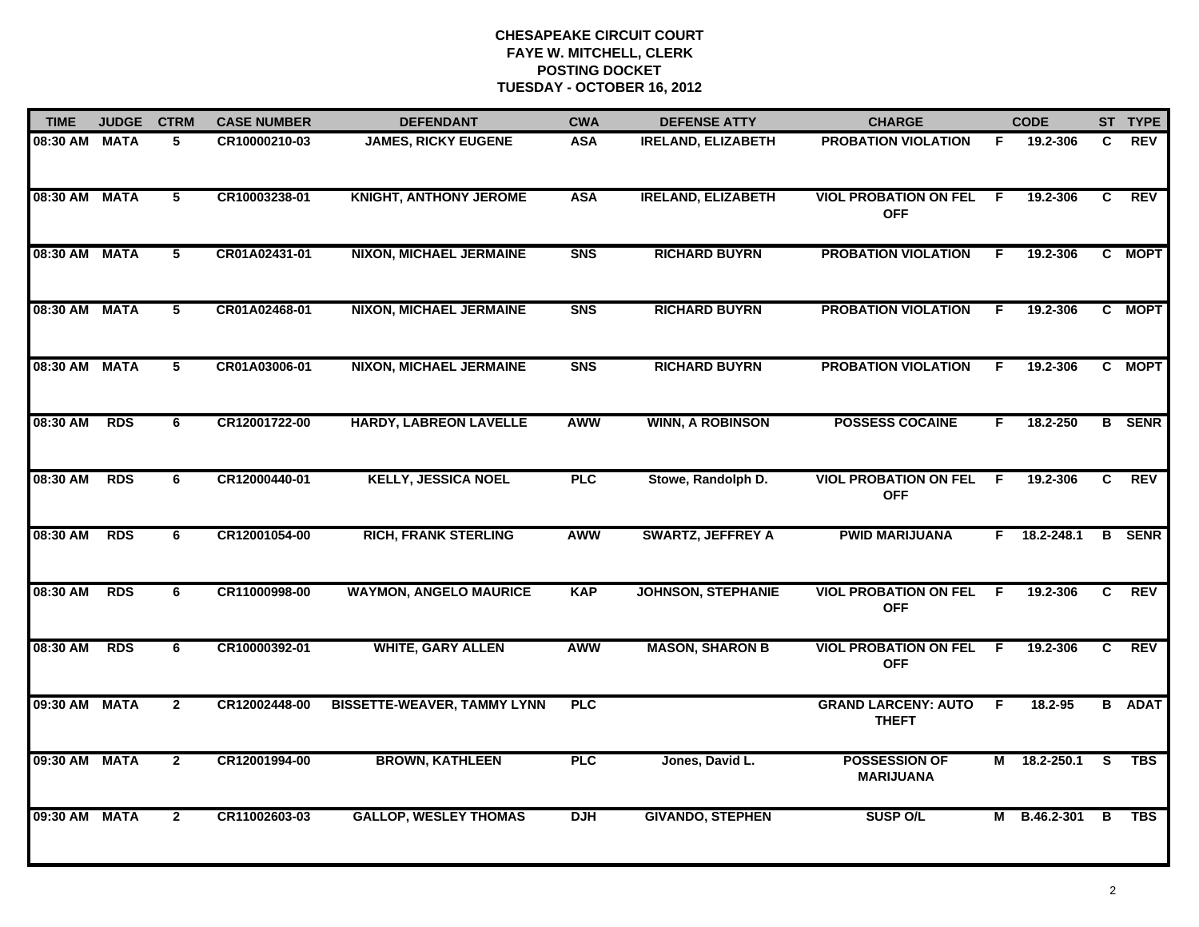# CHESAPEAKE CIRCUIT COURT
## FAYE W. MITCHELL, CLERK
## POSTING DOCKET
## TUESDAY - OCTOBER 16, 2012

| TIME | JUDGE | CTRM | CASE NUMBER | DEFENDANT | CWA | DEFENSE ATTY | CHARGE | | CODE | ST | TYPE |
|---|---|---|---|---|---|---|---|---|---|---|---|
| 08:30 AM | MATA | 5 | CR10000210-03 | JAMES, RICKY EUGENE | ASA | IRELAND, ELIZABETH | PROBATION VIOLATION | F | 19.2-306 | C | REV |
| 08:30 AM | MATA | 5 | CR10003238-01 | KNIGHT, ANTHONY JEROME | ASA | IRELAND, ELIZABETH | VIOL PROBATION ON FEL OFF | F | 19.2-306 | C | REV |
| 08:30 AM | MATA | 5 | CR01A02431-01 | NIXON, MICHAEL JERMAINE | SNS | RICHARD BUYRN | PROBATION VIOLATION | F | 19.2-306 | C | MOPT |
| 08:30 AM | MATA | 5 | CR01A02468-01 | NIXON, MICHAEL JERMAINE | SNS | RICHARD BUYRN | PROBATION VIOLATION | F | 19.2-306 | C | MOPT |
| 08:30 AM | MATA | 5 | CR01A03006-01 | NIXON, MICHAEL JERMAINE | SNS | RICHARD BUYRN | PROBATION VIOLATION | F | 19.2-306 | C | MOPT |
| 08:30 AM | RDS | 6 | CR12001722-00 | HARDY, LABREON LAVELLE | AWW | WINN, A ROBINSON | POSSESS COCAINE | F | 18.2-250 | B | SENR |
| 08:30 AM | RDS | 6 | CR12000440-01 | KELLY, JESSICA NOEL | PLC | Stowe, Randolph D. | VIOL PROBATION ON FEL OFF | F | 19.2-306 | C | REV |
| 08:30 AM | RDS | 6 | CR12001054-00 | RICH, FRANK STERLING | AWW | SWARTZ, JEFFREY A | PWID MARIJUANA | F | 18.2-248.1 | B | SENR |
| 08:30 AM | RDS | 6 | CR11000998-00 | WAYMON, ANGELO MAURICE | KAP | JOHNSON, STEPHANIE | VIOL PROBATION ON FEL OFF | F | 19.2-306 | C | REV |
| 08:30 AM | RDS | 6 | CR10000392-01 | WHITE, GARY ALLEN | AWW | MASON, SHARON B | VIOL PROBATION ON FEL OFF | F | 19.2-306 | C | REV |
| 09:30 AM | MATA | 2 | CR12002448-00 | BISSETTE-WEAVER, TAMMY LYNN | PLC | | GRAND LARCENY: AUTO THEFT | F | 18.2-95 | B | ADAT |
| 09:30 AM | MATA | 2 | CR12001994-00 | BROWN, KATHLEEN | PLC | Jones, David L. | POSSESSION OF MARIJUANA | M | 18.2-250.1 | S | TBS |
| 09:30 AM | MATA | 2 | CR11002603-03 | GALLOP, WESLEY THOMAS | DJH | GIVANDO, STEPHEN | SUSP O/L | M | B.46.2-301 | B | TBS |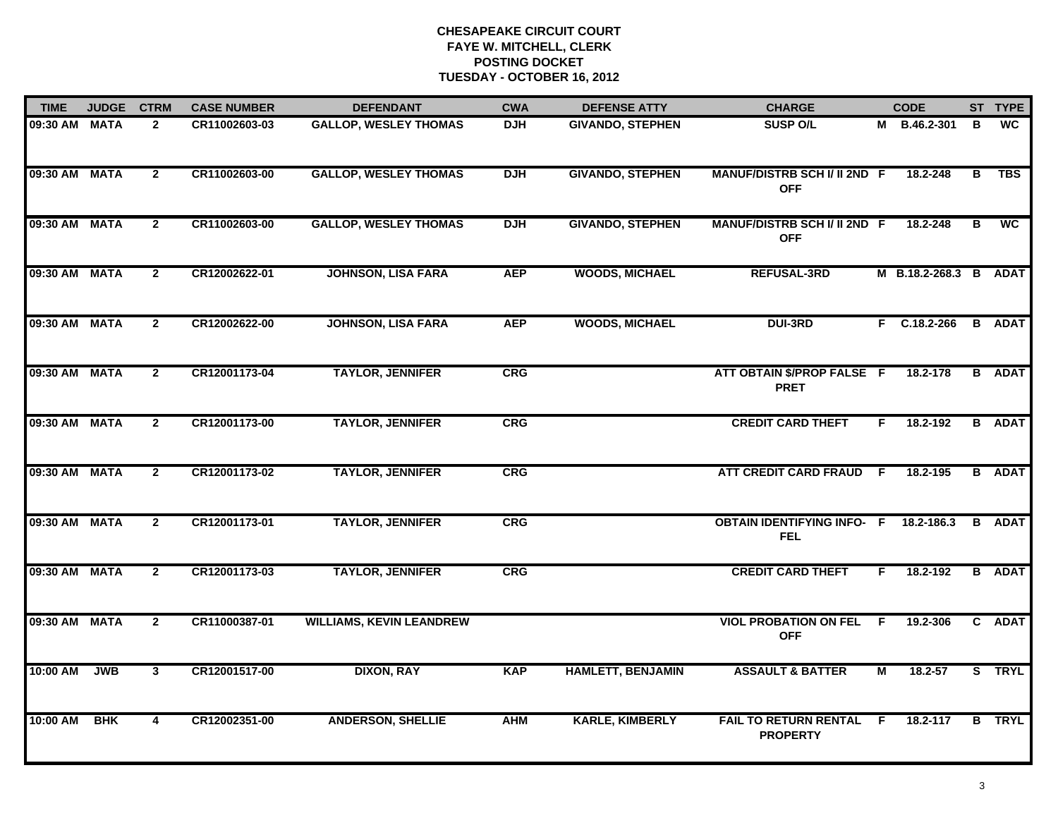# CHESAPEAKE CIRCUIT COURT
## FAYE W. MITCHELL, CLERK
## POSTING DOCKET
## TUESDAY - OCTOBER 16, 2012

| TIME | JUDGE | CTRM | CASE NUMBER | DEFENDANT | CWA | DEFENSE ATTY | CHARGE | | CODE | ST | TYPE |
|---|---|---|---|---|---|---|---|---|---|---|---|
| 09:30 AM | MATA | 2 | CR11002603-03 | GALLOP, WESLEY THOMAS | DJH | GIVANDO, STEPHEN | SUSP O/L | M | B.46.2-301 | B | WC |
| 09:30 AM | MATA | 2 | CR11002603-00 | GALLOP, WESLEY THOMAS | DJH | GIVANDO, STEPHEN | MANUF/DISTRB SCH I/ II 2ND OFF | F | 18.2-248 | B | TBS |
| 09:30 AM | MATA | 2 | CR11002603-00 | GALLOP, WESLEY THOMAS | DJH | GIVANDO, STEPHEN | MANUF/DISTRB SCH I/ II 2ND OFF | F | 18.2-248 | B | WC |
| 09:30 AM | MATA | 2 | CR12002622-01 | JOHNSON, LISA FARA | AEP | WOODS, MICHAEL | REFUSAL-3RD | M | B.18.2-268.3 | B | ADAT |
| 09:30 AM | MATA | 2 | CR12002622-00 | JOHNSON, LISA FARA | AEP | WOODS, MICHAEL | DUI-3RD | F | C.18.2-266 | B | ADAT |
| 09:30 AM | MATA | 2 | CR12001173-04 | TAYLOR, JENNIFER | CRG | | ATT OBTAIN $/PROP FALSE PRET | F | 18.2-178 | B | ADAT |
| 09:30 AM | MATA | 2 | CR12001173-00 | TAYLOR, JENNIFER | CRG | | CREDIT CARD THEFT | F | 18.2-192 | B | ADAT |
| 09:30 AM | MATA | 2 | CR12001173-02 | TAYLOR, JENNIFER | CRG | | ATT CREDIT CARD FRAUD | F | 18.2-195 | B | ADAT |
| 09:30 AM | MATA | 2 | CR12001173-01 | TAYLOR, JENNIFER | CRG | | OBTAIN IDENTIFYING INFO-FEL | F | 18.2-186.3 | B | ADAT |
| 09:30 AM | MATA | 2 | CR12001173-03 | TAYLOR, JENNIFER | CRG | | CREDIT CARD THEFT | F | 18.2-192 | B | ADAT |
| 09:30 AM | MATA | 2 | CR11000387-01 | WILLIAMS, KEVIN LEANDREW | | | VIOL PROBATION ON FEL OFF | F | 19.2-306 | C | ADAT |
| 10:00 AM | JWB | 3 | CR12001517-00 | DIXON, RAY | KAP | HAMLETT, BENJAMIN | ASSAULT & BATTER | M | 18.2-57 | S | TRYL |
| 10:00 AM | BHK | 4 | CR12002351-00 | ANDERSON, SHELLIE | AHM | KARLE, KIMBERLY | FAIL TO RETURN RENTAL PROPERTY | F | 18.2-117 | B | TRYL |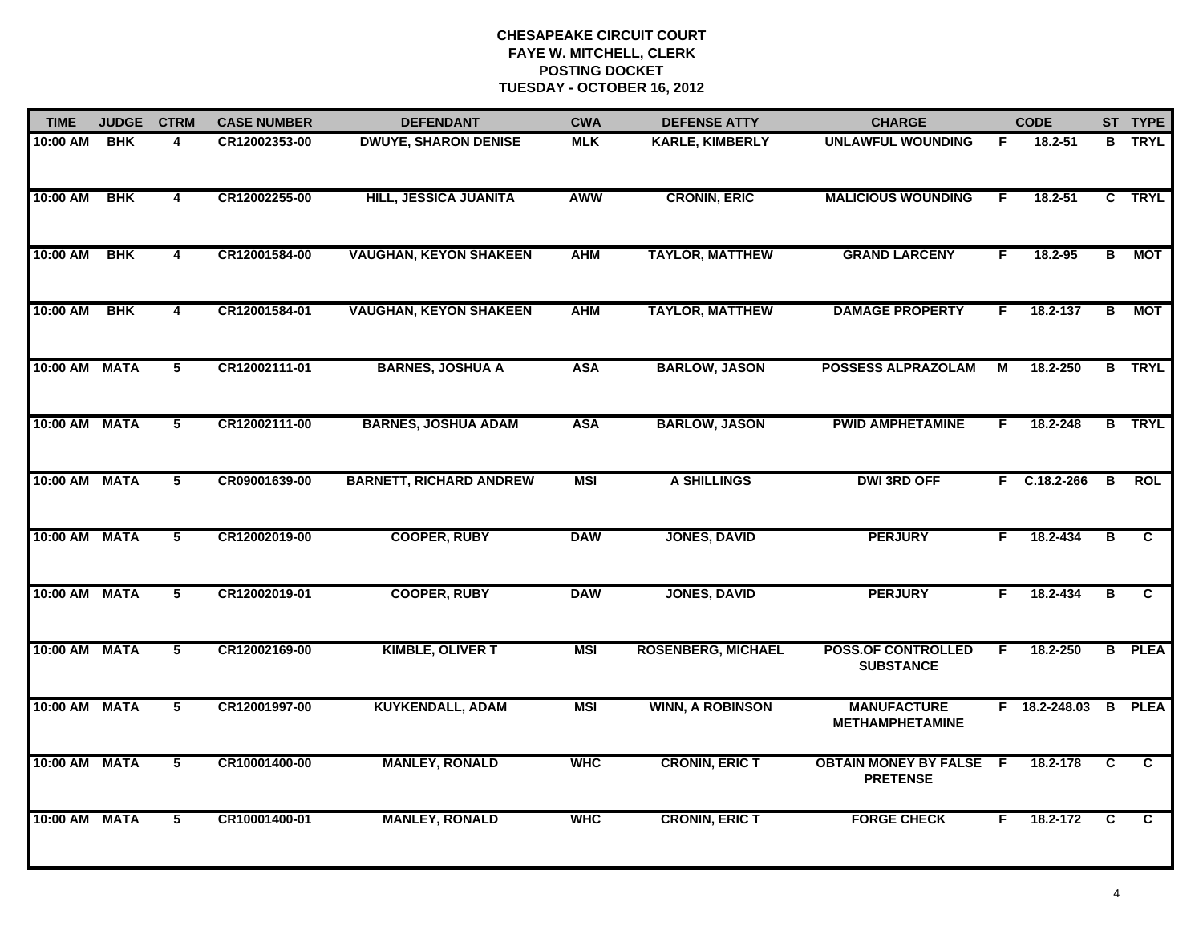# CHESAPEAKE CIRCUIT COURT
## FAYE W. MITCHELL, CLERK
## POSTING DOCKET
## TUESDAY - OCTOBER 16, 2012

| TIME | JUDGE | CTRM | CASE NUMBER | DEFENDANT | CWA | DEFENSE ATTY | CHARGE | | CODE | ST | TYPE |
|---|---|---|---|---|---|---|---|---|---|---|---|
| 10:00 AM | BHK | 4 | CR12002353-00 | DWUYE, SHARON DENISE | MLK | KARLE, KIMBERLY | UNLAWFUL WOUNDING | F | 18.2-51 | B | TRYL |
| 10:00 AM | BHK | 4 | CR12002255-00 | HILL, JESSICA JUANITA | AWW | CRONIN, ERIC | MALICIOUS WOUNDING | F | 18.2-51 | C | TRYL |
| 10:00 AM | BHK | 4 | CR12001584-00 | VAUGHAN, KEYON SHAKEEN | AHM | TAYLOR, MATTHEW | GRAND LARCENY | F | 18.2-95 | B | MOT |
| 10:00 AM | BHK | 4 | CR12001584-01 | VAUGHAN, KEYON SHAKEEN | AHM | TAYLOR, MATTHEW | DAMAGE PROPERTY | F | 18.2-137 | B | MOT |
| 10:00 AM | MATA | 5 | CR12002111-01 | BARNES, JOSHUA A | ASA | BARLOW, JASON | POSSESS ALPRAZOLAM | M | 18.2-250 | B | TRYL |
| 10:00 AM | MATA | 5 | CR12002111-00 | BARNES, JOSHUA ADAM | ASA | BARLOW, JASON | PWID AMPHETAMINE | F | 18.2-248 | B | TRYL |
| 10:00 AM | MATA | 5 | CR09001639-00 | BARNETT, RICHARD ANDREW | MSI | A SHILLINGS | DWI 3RD OFF | F | C.18.2-266 | B | ROL |
| 10:00 AM | MATA | 5 | CR12002019-00 | COOPER, RUBY | DAW | JONES, DAVID | PERJURY | F | 18.2-434 | B | C |
| 10:00 AM | MATA | 5 | CR12002019-01 | COOPER, RUBY | DAW | JONES, DAVID | PERJURY | F | 18.2-434 | B | C |
| 10:00 AM | MATA | 5 | CR12002169-00 | KIMBLE, OLIVER T | MSI | ROSENBERG, MICHAEL | POSS.OF CONTROLLED SUBSTANCE | F | 18.2-250 | B | PLEA |
| 10:00 AM | MATA | 5 | CR12001997-00 | KUYKENDALL, ADAM | MSI | WINN, A ROBINSON | MANUFACTURE METHAMPHETAMINE | F | 18.2-248.03 | B | PLEA |
| 10:00 AM | MATA | 5 | CR10001400-00 | MANLEY, RONALD | WHC | CRONIN, ERIC T | OBTAIN MONEY BY FALSE PRETENSE | F | 18.2-178 | C | C |
| 10:00 AM | MATA | 5 | CR10001400-01 | MANLEY, RONALD | WHC | CRONIN, ERIC T | FORGE CHECK | F | 18.2-172 | C | C |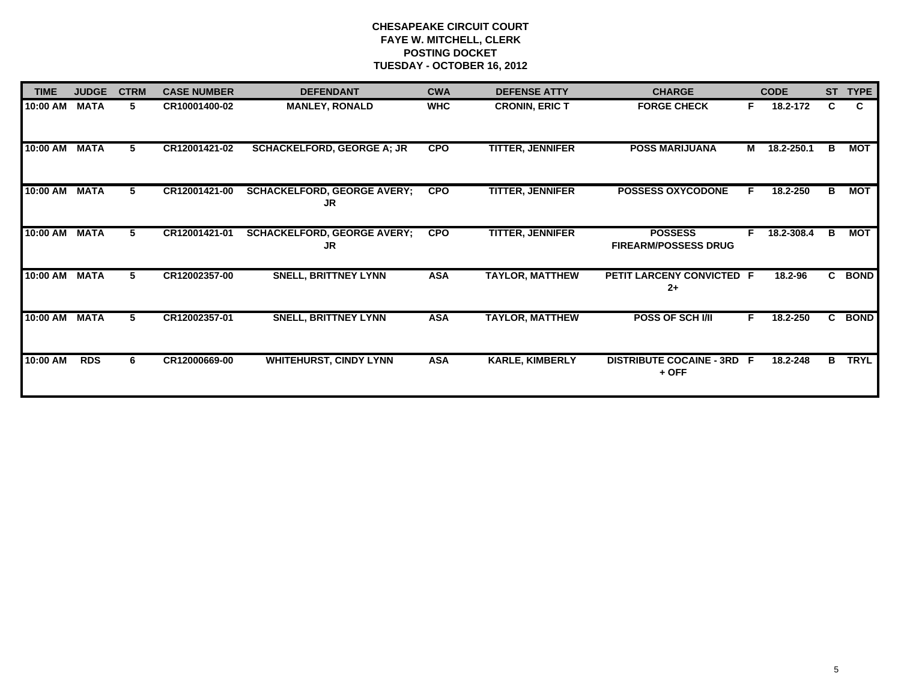**CHESAPEAKE CIRCUIT COURT**
**FAYE W. MITCHELL, CLERK**
**POSTING DOCKET**
**TUESDAY - OCTOBER 16, 2012**

| TIME | JUDGE | CTRM | CASE NUMBER | DEFENDANT | CWA | DEFENSE ATTY | CHARGE | | CODE | ST | TYPE |
|---|---|---|---|---|---|---|---|---|---|---|---|
| 10:00 AM | MATA | 5 | CR10001400-02 | MANLEY, RONALD | WHC | CRONIN, ERIC T | FORGE CHECK | F | 18.2-172 | C | C |
| 10:00 AM | MATA | 5 | CR12001421-02 | SCHACKELFORD, GEORGE A; JR | CPO | TITTER, JENNIFER | POSS MARIJUANA | M | 18.2-250.1 | B | MOT |
| 10:00 AM | MATA | 5 | CR12001421-00 | SCHACKELFORD, GEORGE AVERY; JR | CPO | TITTER, JENNIFER | POSSESS OXYCODONE | F | 18.2-250 | B | MOT |
| 10:00 AM | MATA | 5 | CR12001421-01 | SCHACKELFORD, GEORGE AVERY; JR | CPO | TITTER, JENNIFER | POSSESS FIREARM/POSSESS DRUG | F | 18.2-308.4 | B | MOT |
| 10:00 AM | MATA | 5 | CR12002357-00 | SNELL, BRITTNEY LYNN | ASA | TAYLOR, MATTHEW | PETIT LARCENY CONVICTED 2+ | F | 18.2-96 | C | BOND |
| 10:00 AM | MATA | 5 | CR12002357-01 | SNELL, BRITTNEY LYNN | ASA | TAYLOR, MATTHEW | POSS OF SCH I/II | F | 18.2-250 | C | BOND |
| 10:00 AM | RDS | 6 | CR12000669-00 | WHITEHURST, CINDY LYNN | ASA | KARLE, KIMBERLY | DISTRIBUTE COCAINE - 3RD + OFF | F | 18.2-248 | B | TRYL |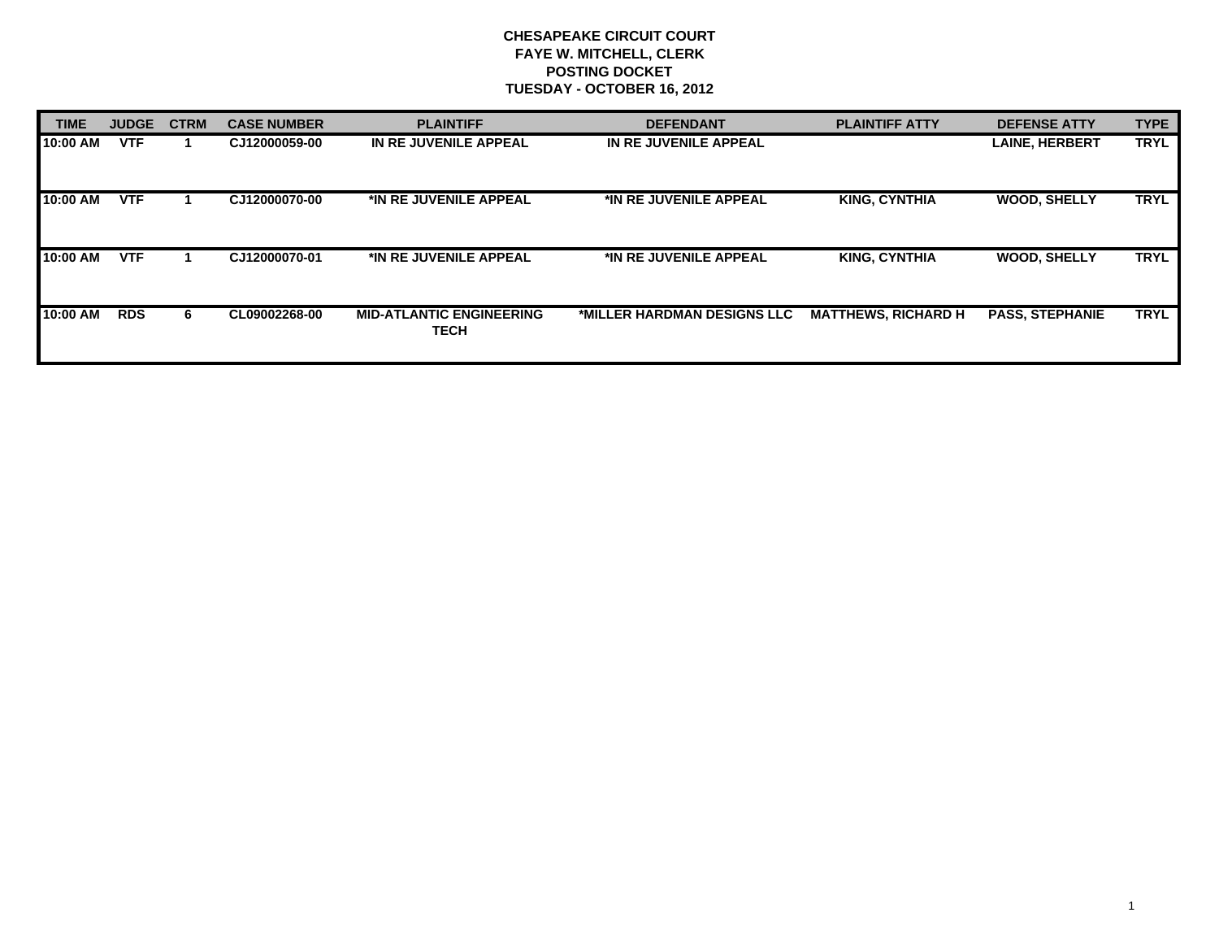**CHESAPEAKE CIRCUIT COURT**
**FAYE W. MITCHELL, CLERK**
**POSTING DOCKET**
**TUESDAY - OCTOBER 16, 2012**

| TIME | JUDGE | CTRM | CASE NUMBER | PLAINTIFF | DEFENDANT | PLAINTIFF ATTY | DEFENSE ATTY | TYPE |
|---|---|---|---|---|---|---|---|---|
| 10:00 AM | VTF | 1 | CJ12000059-00 | IN RE JUVENILE APPEAL | IN RE JUVENILE APPEAL | | LAINE, HERBERT | TRYL |
| 10:00 AM | VTF | 1 | CJ12000070-00 | *IN RE JUVENILE APPEAL | *IN RE JUVENILE APPEAL | KING, CYNTHIA | WOOD, SHELLY | TRYL |
| 10:00 AM | VTF | 1 | CJ12000070-01 | *IN RE JUVENILE APPEAL | *IN RE JUVENILE APPEAL | KING, CYNTHIA | WOOD, SHELLY | TRYL |
| 10:00 AM | RDS | 6 | CL09002268-00 | MID-ATLANTIC ENGINEERING TECH | *MILLER HARDMAN DESIGNS LLC | MATTHEWS, RICHARD H | PASS, STEPHANIE | TRYL |